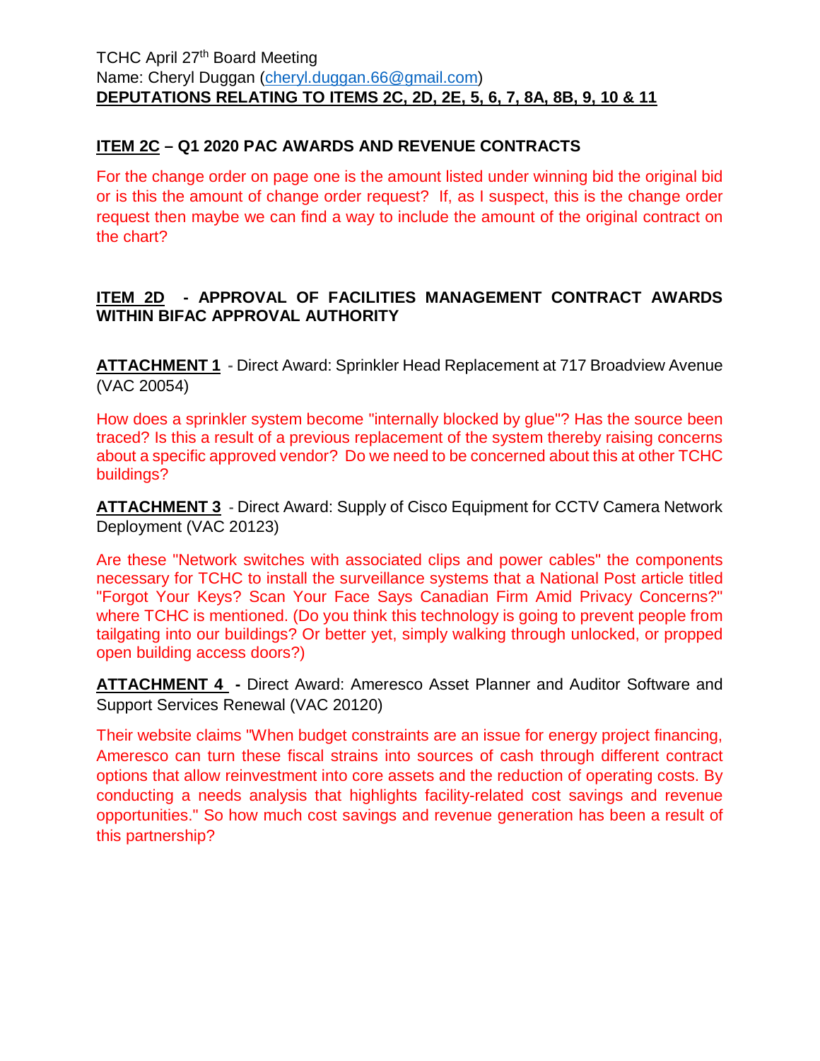TCHC April 27th Board Meeting
Name: Cheryl Duggan (cheryl.duggan.66@gmail.com)
**DEPUTATIONS RELATING TO ITEMS 2C, 2D, 2E, 5, 6, 7, 8A, 8B, 9, 10 & 11**

## ITEM 2C – Q1 2020 PAC AWARDS AND REVENUE CONTRACTS

For the change order on page one is the amount listed under winning bid the original bid or is this the amount of change order request? If, as I suspect, this is the change order request then maybe we can find a way to include the amount of the original contract on the chart?

## ITEM 2D - APPROVAL OF FACILITIES MANAGEMENT CONTRACT AWARDS WITHIN BIFAC APPROVAL AUTHORITY

**ATTACHMENT 1** - Direct Award: Sprinkler Head Replacement at 717 Broadview Avenue (VAC 20054)

How does a sprinkler system become "internally blocked by glue"? Has the source been traced? Is this a result of a previous replacement of the system thereby raising concerns about a specific approved vendor? Do we need to be concerned about this at other TCHC buildings?

**ATTACHMENT 3** - Direct Award: Supply of Cisco Equipment for CCTV Camera Network Deployment (VAC 20123)

Are these "Network switches with associated clips and power cables" the components necessary for TCHC to install the surveillance systems that a National Post article titled "Forgot Your Keys? Scan Your Face Says Canadian Firm Amid Privacy Concerns?" where TCHC is mentioned. (Do you think this technology is going to prevent people from tailgating into our buildings? Or better yet, simply walking through unlocked, or propped open building access doors?)

**ATTACHMENT 4** - Direct Award: Ameresco Asset Planner and Auditor Software and Support Services Renewal (VAC 20120)

Their website claims "When budget constraints are an issue for energy project financing, Ameresco can turn these fiscal strains into sources of cash through different contract options that allow reinvestment into core assets and the reduction of operating costs. By conducting a needs analysis that highlights facility-related cost savings and revenue opportunities." So how much cost savings and revenue generation has been a result of this partnership?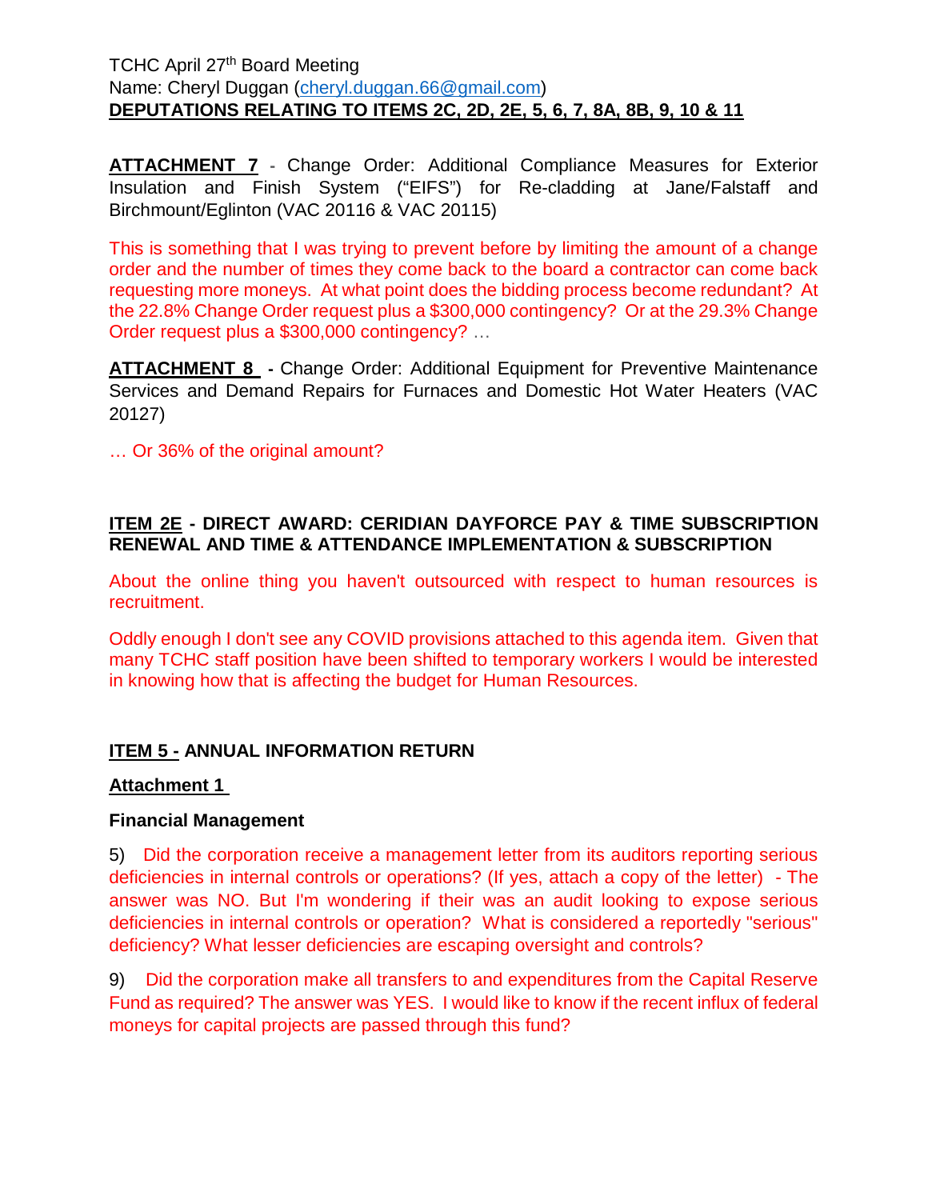TCHC April 27th Board Meeting
Name: Cheryl Duggan (cheryl.duggan.66@gmail.com)
**DEPUTATIONS RELATING TO ITEMS 2C, 2D, 2E, 5, 6, 7, 8A, 8B, 9, 10 & 11**

**ATTACHMENT 7** - Change Order: Additional Compliance Measures for Exterior Insulation and Finish System ("EIFS") for Re-cladding at Jane/Falstaff and Birchmount/Eglinton (VAC 20116 & VAC 20115)

This is something that I was trying to prevent before by limiting the amount of a change order and the number of times they come back to the board a contractor can come back requesting more moneys. At what point does the bidding process become redundant? At the 22.8% Change Order request plus a $300,000 contingency? Or at the 29.3% Change Order request plus a $300,000 contingency? …

**ATTACHMENT 8** - Change Order: Additional Equipment for Preventive Maintenance Services and Demand Repairs for Furnaces and Domestic Hot Water Heaters (VAC 20127)

… Or 36% of the original amount?

**ITEM 2E - DIRECT AWARD: CERIDIAN DAYFORCE PAY & TIME SUBSCRIPTION RENEWAL AND TIME & ATTENDANCE IMPLEMENTATION & SUBSCRIPTION**

About the online thing you haven't outsourced with respect to human resources is recruitment.

Oddly enough I don't see any COVID provisions attached to this agenda item. Given that many TCHC staff position have been shifted to temporary workers I would be interested in knowing how that is affecting the budget for Human Resources.

**ITEM 5 - ANNUAL INFORMATION RETURN**

**Attachment 1**

**Financial Management**

5) Did the corporation receive a management letter from its auditors reporting serious deficiencies in internal controls or operations? (If yes, attach a copy of the letter) - The answer was NO. But I'm wondering if their was an audit looking to expose serious deficiencies in internal controls or operation? What is considered a reportedly "serious" deficiency? What lesser deficiencies are escaping oversight and controls?

9) Did the corporation make all transfers to and expenditures from the Capital Reserve Fund as required? The answer was YES. I would like to know if the recent influx of federal moneys for capital projects are passed through this fund?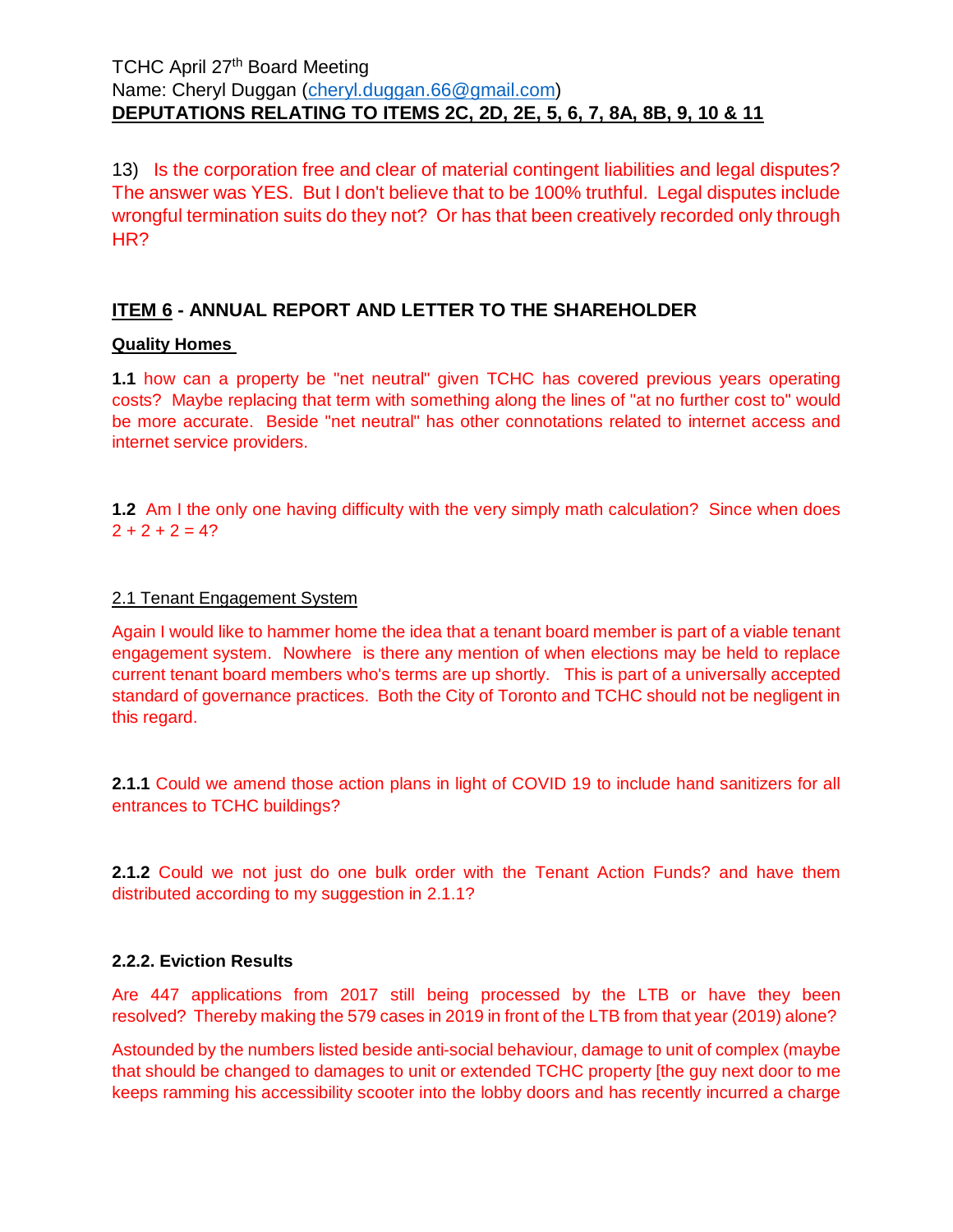TCHC April 27th Board Meeting
Name: Cheryl Duggan (cheryl.duggan.66@gmail.com)
**DEPUTATIONS RELATING TO ITEMS 2C, 2D, 2E, 5, 6, 7, 8A, 8B, 9, 10 & 11**

13) Is the corporation free and clear of material contingent liabilities and legal disputes? The answer was YES. But I don't believe that to be 100% truthful. Legal disputes include wrongful termination suits do they not? Or has that been creatively recorded only through HR?

## ITEM 6 - ANNUAL REPORT AND LETTER TO THE SHAREHOLDER

### Quality Homes

**1.1** how can a property be "net neutral" given TCHC has covered previous years operating costs? Maybe replacing that term with something along the lines of "at no further cost to" would be more accurate. Beside "net neutral" has other connotations related to internet access and internet service providers.

**1.2** Am I the only one having difficulty with the very simply math calculation? Since when does 2 + 2 + 2 = 4?

### 2.1 Tenant Engagement System

Again I would like to hammer home the idea that a tenant board member is part of a viable tenant engagement system. Nowhere is there any mention of when elections may be held to replace current tenant board members who's terms are up shortly. This is part of a universally accepted standard of governance practices. Both the City of Toronto and TCHC should not be negligent in this regard.

**2.1.1** Could we amend those action plans in light of COVID 19 to include hand sanitizers for all entrances to TCHC buildings?

**2.1.2** Could we not just do one bulk order with the Tenant Action Funds? and have them distributed according to my suggestion in 2.1.1?

### 2.2.2. Eviction Results

Are 447 applications from 2017 still being processed by the LTB or have they been resolved? Thereby making the 579 cases in 2019 in front of the LTB from that year (2019) alone?

Astounded by the numbers listed beside anti-social behaviour, damage to unit of complex (maybe that should be changed to damages to unit or extended TCHC property [the guy next door to me keeps ramming his accessibility scooter into the lobby doors and has recently incurred a charge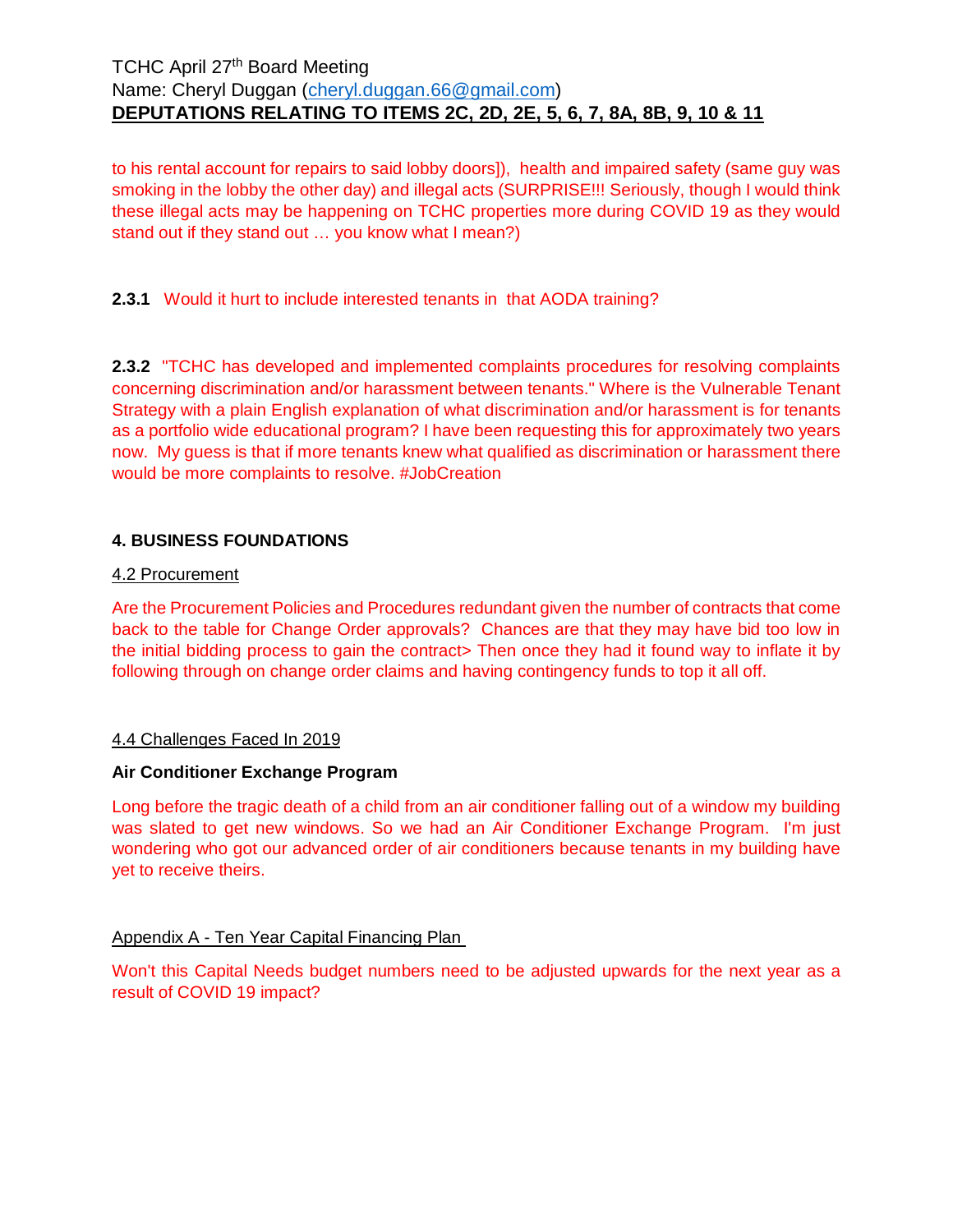to his rental account for repairs to said lobby doors]), health and impaired safety (same guy was smoking in the lobby the other day) and illegal acts (SURPRISE!!! Seriously, though I would think these illegal acts may be happening on TCHC properties more during COVID 19 as they would stand out if they stand out … you know what I mean?)

**2.3.1** Would it hurt to include interested tenants in that AODA training?

**2.3.2** "TCHC has developed and implemented complaints procedures for resolving complaints concerning discrimination and/or harassment between tenants." Where is the Vulnerable Tenant Strategy with a plain English explanation of what discrimination and/or harassment is for tenants as a portfolio wide educational program? I have been requesting this for approximately two years now. My guess is that if more tenants knew what qualified as discrimination or harassment there would be more complaints to resolve. #JobCreation

**4. BUSINESS FOUNDATIONS**

4.2 Procurement

Are the Procurement Policies and Procedures redundant given the number of contracts that come back to the table for Change Order approvals? Chances are that they may have bid too low in the initial bidding process to gain the contract> Then once they had it found way to inflate it by following through on change order claims and having contingency funds to top it all off.

4.4 Challenges Faced In 2019

**Air Conditioner Exchange Program**

Long before the tragic death of a child from an air conditioner falling out of a window my building was slated to get new windows. So we had an Air Conditioner Exchange Program. I'm just wondering who got our advanced order of air conditioners because tenants in my building have yet to receive theirs.

Appendix A - Ten Year Capital Financing Plan

Won't this Capital Needs budget numbers need to be adjusted upwards for the next year as a result of COVID 19 impact?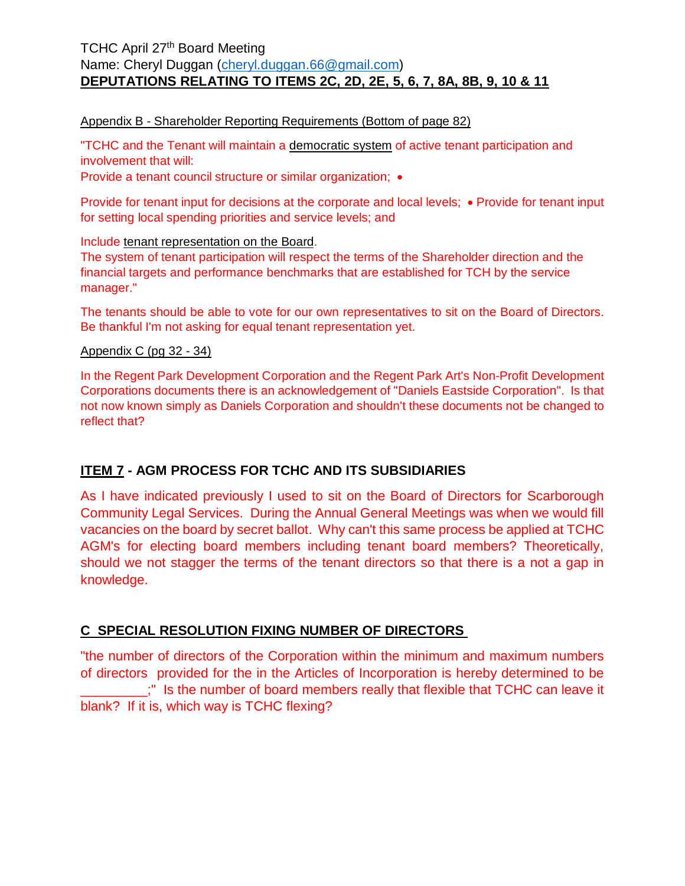TCHC April 27th Board Meeting
Name: Cheryl Duggan (cheryl.duggan.66@gmail.com)
**DEPUTATIONS RELATING TO ITEMS 2C, 2D, 2E, 5, 6, 7, 8A, 8B, 9, 10 & 11**

Appendix B - Shareholder Reporting Requirements (Bottom of page 82)

"TCHC and the Tenant will maintain a democratic system of active tenant participation and involvement that will:
Provide a tenant council structure or similar organization; •

Provide for tenant input for decisions at the corporate and local levels; • Provide for tenant input for setting local spending priorities and service levels; and

Include tenant representation on the Board.
The system of tenant participation will respect the terms of the Shareholder direction and the financial targets and performance benchmarks that are established for TCH by the service manager."

The tenants should be able to vote for our own representatives to sit on the Board of Directors. Be thankful I'm not asking for equal tenant representation yet.

Appendix C (pg 32 - 34)

In the Regent Park Development Corporation and the Regent Park Art's Non-Profit Development Corporations documents there is an acknowledgement of "Daniels Eastside Corporation". Is that not now known simply as Daniels Corporation and shouldn't these documents not be changed to reflect that?

## ITEM 7 - AGM PROCESS FOR TCHC AND ITS SUBSIDIARIES

As I have indicated previously I used to sit on the Board of Directors for Scarborough Community Legal Services. During the Annual General Meetings was when we would fill vacancies on the board by secret ballot. Why can't this same process be applied at TCHC AGM's for electing board members including tenant board members? Theoretically, should we not stagger the terms of the tenant directors so that there is a not a gap in knowledge.

## C SPECIAL RESOLUTION FIXING NUMBER OF DIRECTORS

"the number of directors of the Corporation within the minimum and maximum numbers of directors provided for the in the Articles of Incorporation is hereby determined to be _________;" Is the number of board members really that flexible that TCHC can leave it blank? If it is, which way is TCHC flexing?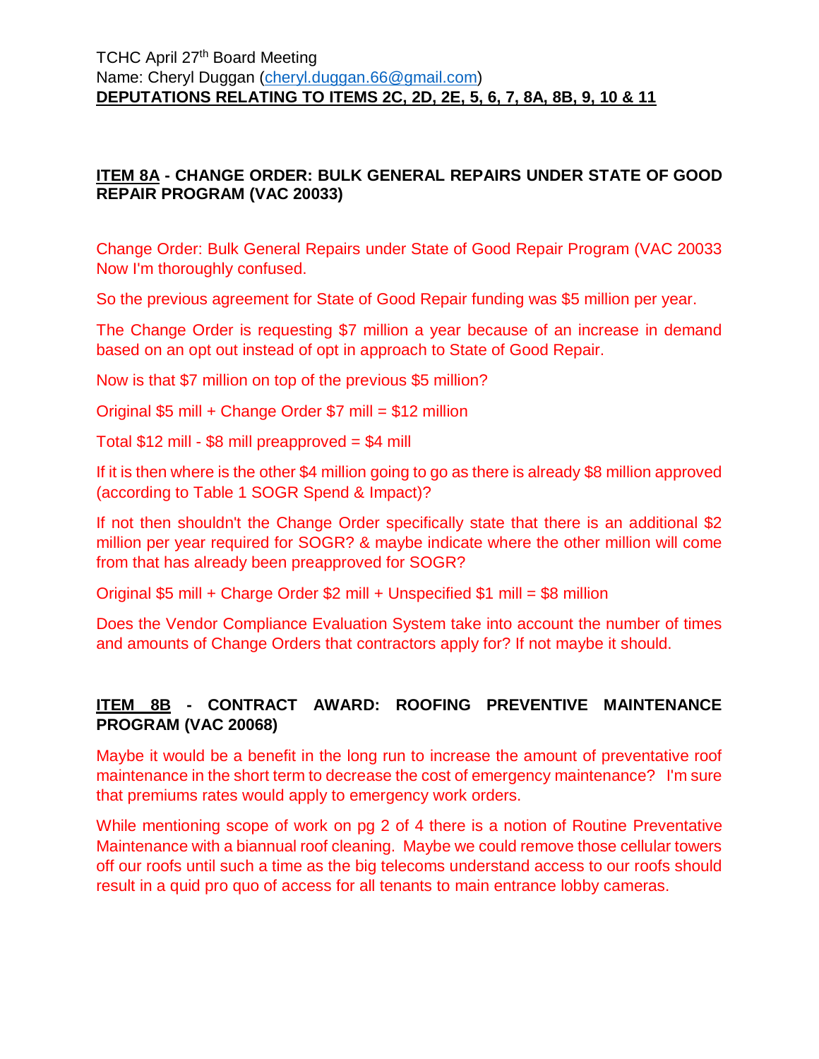TCHC April 27th Board Meeting
Name: Cheryl Duggan (cheryl.duggan.66@gmail.com)
**DEPUTATIONS RELATING TO ITEMS 2C, 2D, 2E, 5, 6, 7, 8A, 8B, 9, 10 & 11**

**ITEM 8A - CHANGE ORDER: BULK GENERAL REPAIRS UNDER STATE OF GOOD REPAIR PROGRAM (VAC 20033)**

Change Order: Bulk General Repairs under State of Good Repair Program (VAC 20033 Now I'm thoroughly confused.

So the previous agreement for State of Good Repair funding was $5 million per year.

The Change Order is requesting $7 million a year because of an increase in demand based on an opt out instead of opt in approach to State of Good Repair.

Now is that $7 million on top of the previous $5 million?

Original $5 mill + Change Order $7 mill = $12 million

Total $12 mill - $8 mill preapproved = $4 mill

If it is then where is the other $4 million going to go as there is already $8 million approved (according to Table 1 SOGR Spend & Impact)?

If not then shouldn't the Change Order specifically state that there is an additional $2 million per year required for SOGR? & maybe indicate where the other million will come from that has already been preapproved for SOGR?

Original $5 mill + Charge Order $2 mill + Unspecified $1 mill = $8 million

Does the Vendor Compliance Evaluation System take into account the number of times and amounts of Change Orders that contractors apply for? If not maybe it should.

**ITEM 8B - CONTRACT AWARD: ROOFING PREVENTIVE MAINTENANCE PROGRAM (VAC 20068)**

Maybe it would be a benefit in the long run to increase the amount of preventative roof maintenance in the short term to decrease the cost of emergency maintenance? I'm sure that premiums rates would apply to emergency work orders.

While mentioning scope of work on pg 2 of 4 there is a notion of Routine Preventative Maintenance with a biannual roof cleaning. Maybe we could remove those cellular towers off our roofs until such a time as the big telecoms understand access to our roofs should result in a quid pro quo of access for all tenants to main entrance lobby cameras.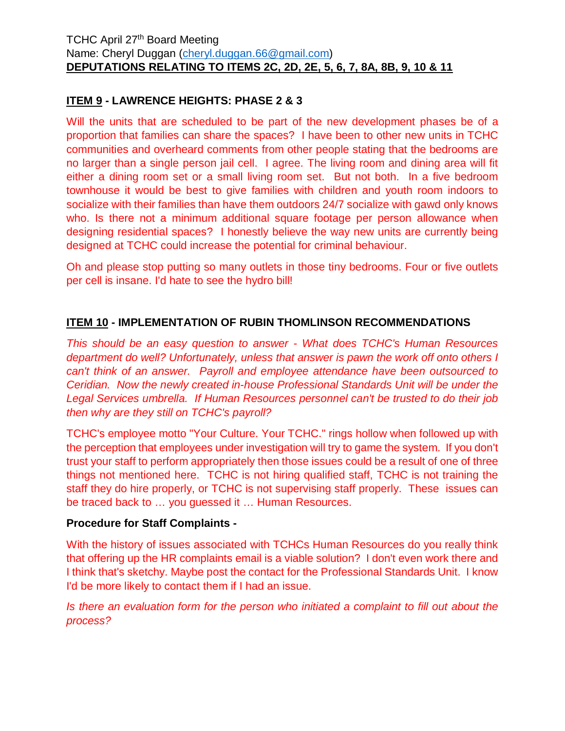TCHC April 27th Board Meeting
Name: Cheryl Duggan (cheryl.duggan.66@gmail.com)
**DEPUTATIONS RELATING TO ITEMS 2C, 2D, 2E, 5, 6, 7, 8A, 8B, 9, 10 & 11**

**ITEM 9 - LAWRENCE HEIGHTS: PHASE 2 & 3**

Will the units that are scheduled to be part of the new development phases be of a proportion that families can share the spaces? I have been to other new units in TCHC communities and overheard comments from other people stating that the bedrooms are no larger than a single person jail cell. I agree. The living room and dining area will fit either a dining room set or a small living room set. But not both. In a five bedroom townhouse it would be best to give families with children and youth room indoors to socialize with their families than have them outdoors 24/7 socialize with gawd only knows who. Is there not a minimum additional square footage per person allowance when designing residential spaces? I honestly believe the way new units are currently being designed at TCHC could increase the potential for criminal behaviour.

Oh and please stop putting so many outlets in those tiny bedrooms. Four or five outlets per cell is insane. I'd hate to see the hydro bill!

**ITEM 10 - IMPLEMENTATION OF RUBIN THOMLINSON RECOMMENDATIONS**

*This should be an easy question to answer - What does TCHC's Human Resources department do well? Unfortunately, unless that answer is pawn the work off onto others I can't think of an answer. Payroll and employee attendance have been outsourced to Ceridian. Now the newly created in-house Professional Standards Unit will be under the Legal Services umbrella. If Human Resources personnel can't be trusted to do their job then why are they still on TCHC's payroll?*

TCHC's employee motto "Your Culture. Your TCHC." rings hollow when followed up with the perception that employees under investigation will try to game the system. If you don't trust your staff to perform appropriately then those issues could be a result of one of three things not mentioned here. TCHC is not hiring qualified staff, TCHC is not training the staff they do hire properly, or TCHC is not supervising staff properly. These issues can be traced back to … you guessed it … Human Resources.

**Procedure for Staff Complaints -**

With the history of issues associated with TCHCs Human Resources do you really think that offering up the HR complaints email is a viable solution? I don't even work there and I think that's sketchy. Maybe post the contact for the Professional Standards Unit. I know I'd be more likely to contact them if I had an issue.

*Is there an evaluation form for the person who initiated a complaint to fill out about the process?*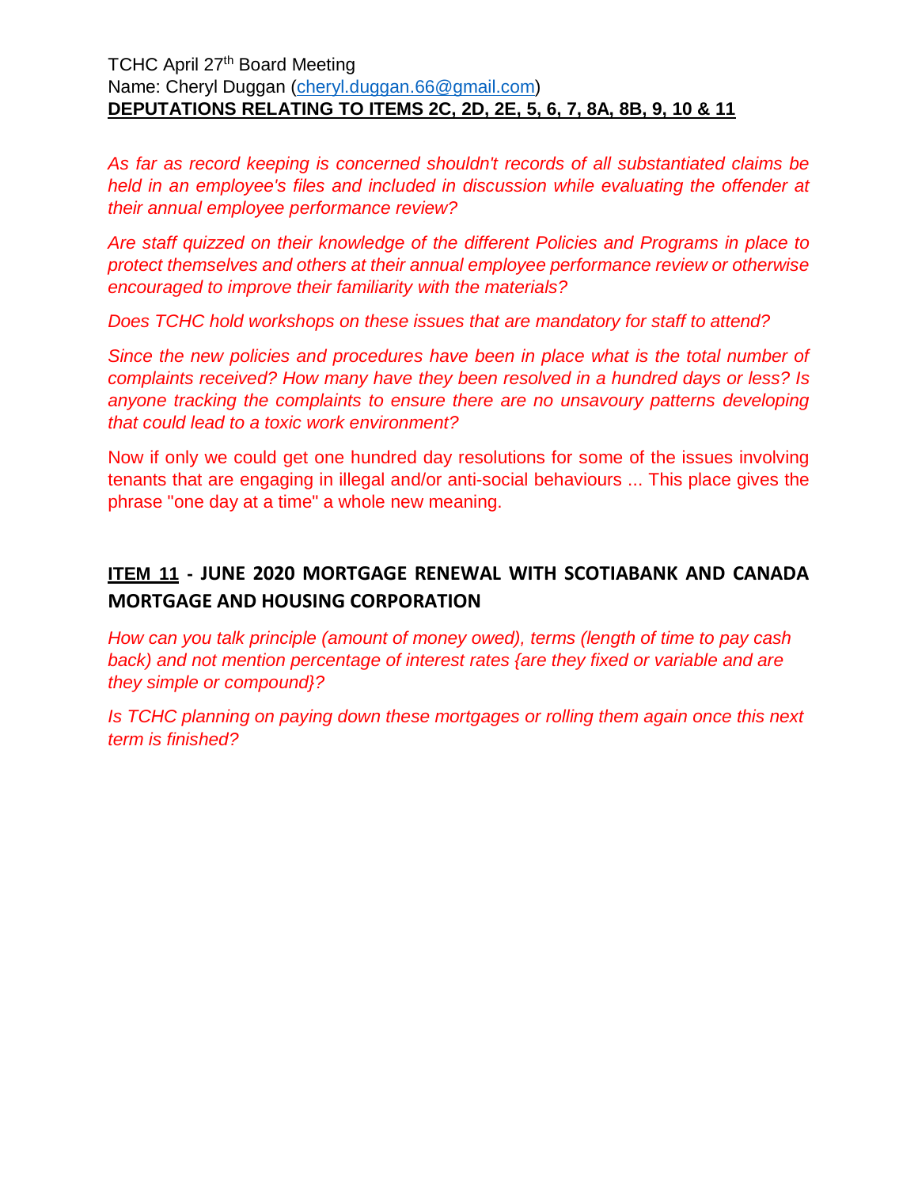TCHC April 27th Board Meeting
Name: Cheryl Duggan (cheryl.duggan.66@gmail.com)
**DEPUTATIONS RELATING TO ITEMS 2C, 2D, 2E, 5, 6, 7, 8A, 8B, 9, 10 & 11**

*As far as record keeping is concerned shouldn't records of all substantiated claims be held in an employee's files and included in discussion while evaluating the offender at their annual employee performance review?*

*Are staff quizzed on their knowledge of the different Policies and Programs in place to protect themselves and others at their annual employee performance review or otherwise encouraged to improve their familiarity with the materials?*

*Does TCHC hold workshops on these issues that are mandatory for staff to attend?*

*Since the new policies and procedures have been in place what is the total number of complaints received? How many have they been resolved in a hundred days or less? Is anyone tracking the complaints to ensure there are no unsavoury patterns developing that could lead to a toxic work environment?*

Now if only we could get one hundred day resolutions for some of the issues involving tenants that are engaging in illegal and/or anti-social behaviours ... This place gives the phrase "one day at a time" a whole new meaning.

## ITEM 11 - JUNE 2020 MORTGAGE RENEWAL WITH SCOTIABANK AND CANADA MORTGAGE AND HOUSING CORPORATION

*How can you talk principle (amount of money owed), terms (length of time to pay cash back) and not mention percentage of interest rates {are they fixed or variable and are they simple or compound}?*

*Is TCHC planning on paying down these mortgages or rolling them again once this next term is finished?*